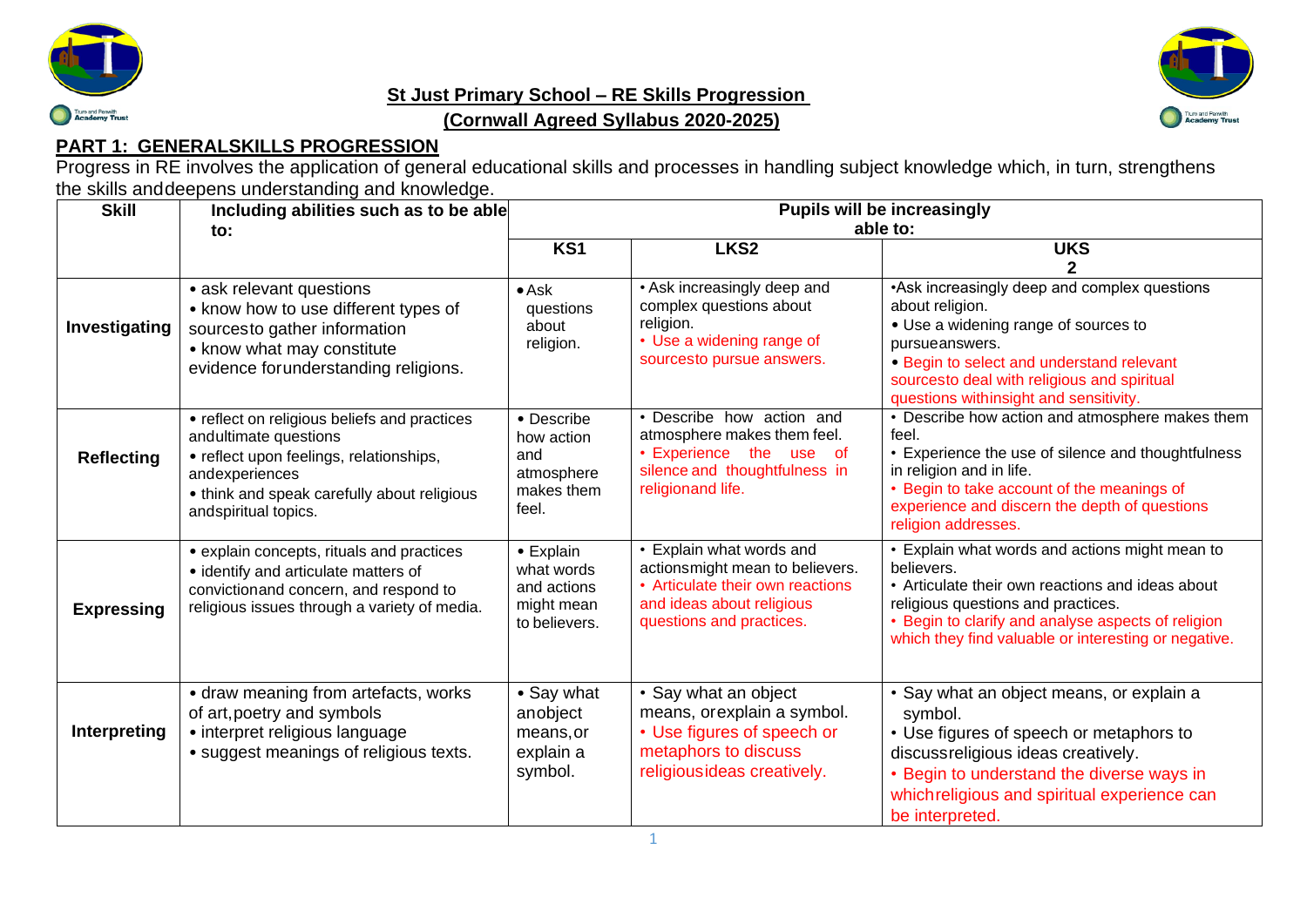## St Just Primary School – RE Skills Progression

## (Cornwall Agreed Syllabus 2020-2025)

### PART 1: GENERALSKILLS PROGRESSION

Progress in RE involves the application of general educational skills and processes in handling subject knowledge which, in turn, strengthens the skills anddeepens understanding and knowledge.

| Skill | Including abilities such as to be able to: | Pupils will be increasingly able to: | | |
|---|---|---|---|---|
| | | KS1 | LKS2 | UKS 2 |
| **Investigating** | • ask relevant questions<br>• know how to use different types of sourcesto gather information<br>• know what may constitute evidence forunderstanding religions. | • Ask questions about religion. | • Ask increasingly deep and complex questions about religion.<br>• Use a widening range of sourcesto pursue answers. | •Ask increasingly deep and complex questions about religion.<br>• Use a widening range of sources to pursueanswers.<br>• Begin to select and understand relevant sourcesto deal with religious and spiritual questions withinsight and sensitivity. |
| **Reflecting** | • reflect on religious beliefs and practices andultimate questions<br>• reflect upon feelings, relationships, andexperiences<br>• think and speak carefully about religious andspiritual topics. | • Describe how action and atmosphere makes them feel. | • Describe how action and atmosphere makes them feel.<br>• Experience the use of silence and thoughtfulness in religionand life. | • Describe how action and atmosphere makes them feel.<br>• Experience the use of silence and thoughtfulness in religion and in life.<br>• Begin to take account of the meanings of experience and discern the depth of questions religion addresses. |
| **Expressing** | • explain concepts, rituals and practices<br>• identify and articulate matters of convictionand concern, and respond to religious issues through a variety of media. | • Explain what words and actions might mean to believers. | • Explain what words and actionsmight mean to believers.<br>• Articulate their own reactions and ideas about religious questions and practices. | • Explain what words and actions might mean to believers.<br>• Articulate their own reactions and ideas about religious questions and practices.<br>• Begin to clarify and analyse aspects of religion which they find valuable or interesting or negative. |
| **Interpreting** | • draw meaning from artefacts, works of art,poetry and symbols<br>• interpret religious language<br>• suggest meanings of religious texts. | • Say what anobject means,or explain a symbol. | • Say what an object means, orexplain a symbol.<br>• Use figures of speech or metaphors to discuss religiousideas creatively. | • Say what an object means, or explain a symbol.<br>• Use figures of speech or metaphors to discussreligious ideas creatively.<br>• Begin to understand the diverse ways in whichreligious and spiritual experience can be interpreted. |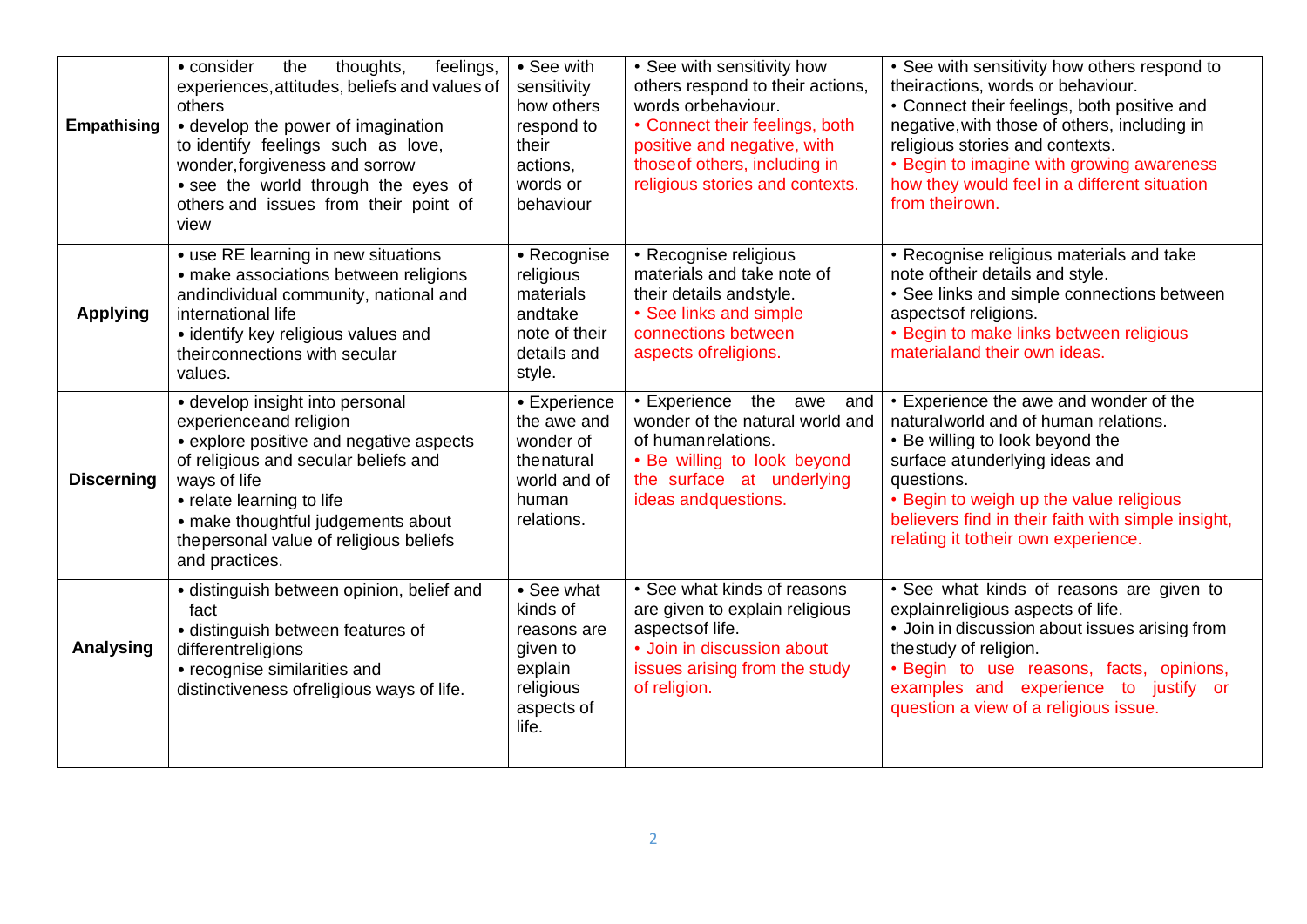| **Empathising** | • consider the thoughts, feelings, experiences, attitudes, beliefs and values of others<br>• develop the power of imagination to identify feelings such as love, wonder, forgiveness and sorrow<br>• see the world through the eyes of others and issues from their point of view | • See with sensitivity how others respond to their actions, words or behaviour | • See with sensitivity how others respond to their actions, words or behaviour.<br>• Connect their feelings, both positive and negative, with those of others, including in religious stories and contexts. | • See with sensitivity how others respond to their actions, words or behaviour.<br>• Connect their feelings, both positive and negative, with those of others, including in religious stories and contexts.<br>• Begin to imagine with growing awareness how they would feel in a different situation from their own. |
|---|---|---|---|---|
| **Applying** | • use RE learning in new situations<br>• make associations between religions and individual community, national and international life<br>• identify key religious values and their connections with secular values. | • Recognise religious materials and take note of their details and style. | • Recognise religious materials and take note of their details and style.<br>• See links and simple connections between aspects of religions. | • Recognise religious materials and take note of their details and style.<br>• See links and simple connections between aspects of religions.<br>• Begin to make links between religious material and their own ideas. |
| **Discerning** | • develop insight into personal experience and religion<br>• explore positive and negative aspects of religious and secular beliefs and ways of life<br>• relate learning to life<br>• make thoughtful judgements about the personal value of religious beliefs and practices. | • Experience the awe and wonder of the natural world and of human relations. | • Experience the awe and wonder of the natural world and of human relations.<br>• Be willing to look beyond the surface at underlying ideas and questions. | • Experience the awe and wonder of the natural world and of human relations.<br>• Be willing to look beyond the surface at underlying ideas and questions.<br>• Begin to weigh up the value religious believers find in their faith with simple insight, relating it to their own experience. |
| **Analysing** | • distinguish between opinion, belief and fact<br>• distinguish between features of different religions<br>• recognise similarities and distinctiveness of religious ways of life. | • See what kinds of reasons are given to explain religious aspects of life. | • See what kinds of reasons are given to explain religious aspects of life.<br>• Join in discussion about issues arising from the study of religion. | • See what kinds of reasons are given to explain religious aspects of life.<br>• Join in discussion about issues arising from the study of religion.<br>• Begin to use reasons, facts, opinions, examples and experience to justify or question a view of a religious issue. |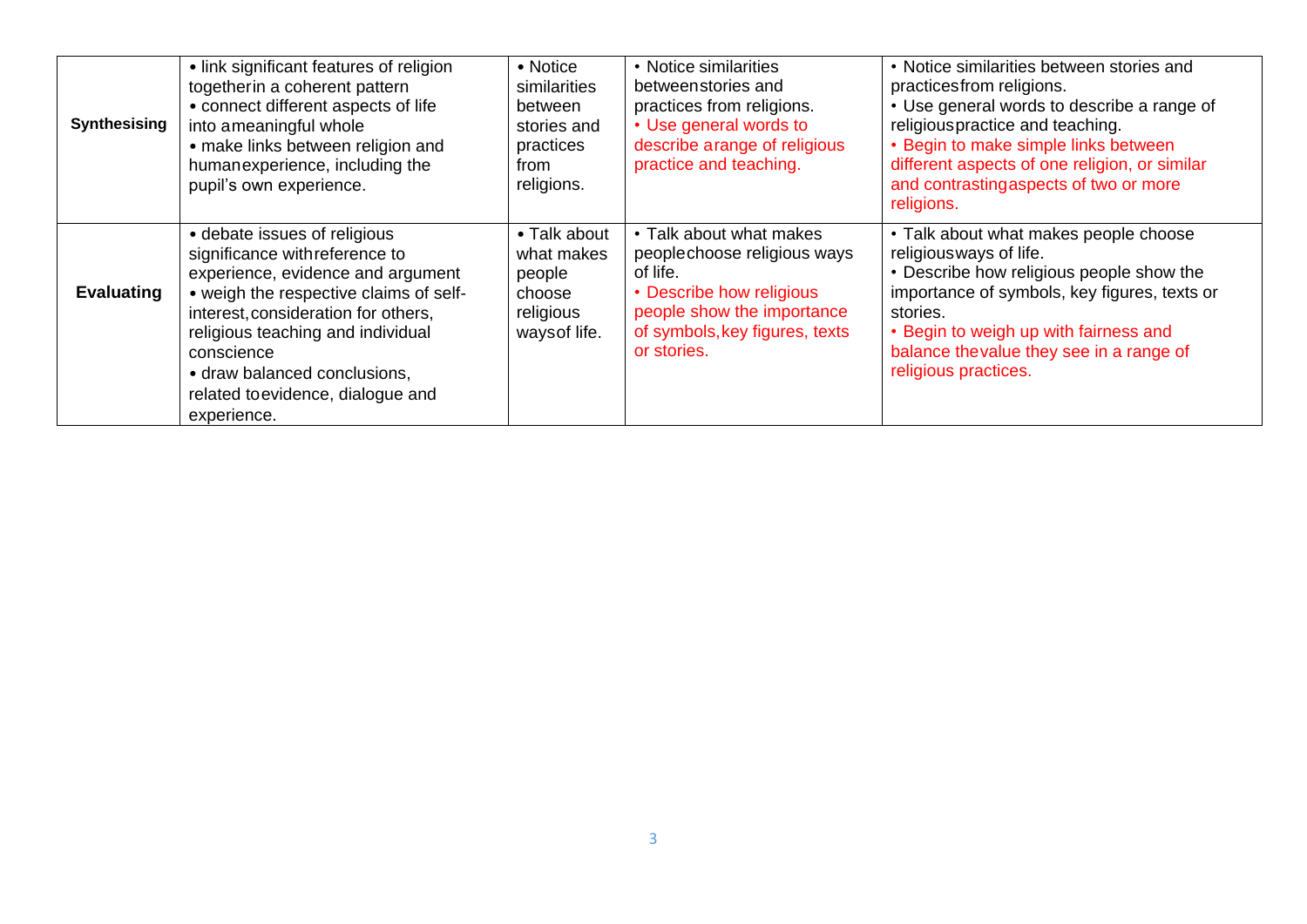| Synthesising | • link significant features of religion together in a coherent pattern<br>• connect different aspects of life into a meaningful whole<br>• make links between religion and human experience, including the pupil's own experience. | • Notice similarities between stories and practices from religions. | • Notice similarities between stories and practices from religions.<br>• Use general words to describe a range of religious practice and teaching. | • Notice similarities between stories and practices from religions.<br>• Use general words to describe a range of religious practice and teaching.<br>• Begin to make simple links between different aspects of one religion, or similar and contrasting aspects of two or more religions. |
|---|---|---|---|---|
| **Evaluating** | • debate issues of religious significance with reference to experience, evidence and argument<br>• weigh the respective claims of self-interest, consideration for others, religious teaching and individual conscience<br>• draw balanced conclusions, related to evidence, dialogue and experience. | • Talk about what makes people choose religious ways of life. | • Talk about what makes people choose religious ways of life.<br>• Describe how religious people show the importance of symbols, key figures, texts or stories. | • Talk about what makes people choose religious ways of life.<br>• Describe how religious people show the importance of symbols, key figures, texts or stories.<br>• Begin to weigh up with fairness and balance the value they see in a range of religious practices. |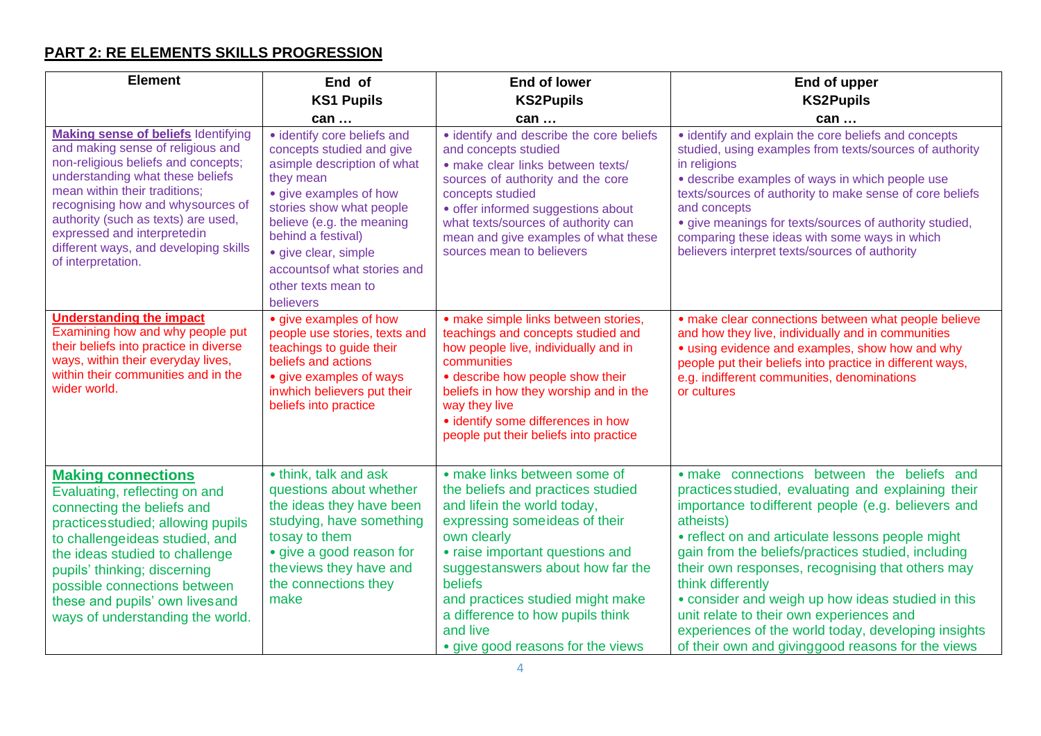## PART 2: RE ELEMENTS SKILLS PROGRESSION

| Element | End of KS1 Pupils can … | End of lower KS2Pupils can … | End of upper KS2Pupils can … |
|---|---|---|---|
| **Making sense of beliefs** Identifying and making sense of religious and non-religious beliefs and concepts; understanding what these beliefs mean within their traditions; recognising how and whysources of authority (such as texts) are used, expressed and interpretedin different ways, and developing skills of interpretation. | • identify core beliefs and concepts studied and give asimple description of what they mean<br>• give examples of how stories show what people believe (e.g. the meaning behind a festival)<br>• give clear, simple accountsof what stories and other texts mean to believers | • identify and describe the core beliefs and concepts studied<br>• make clear links between texts/ sources of authority and the core concepts studied<br>• offer informed suggestions about what texts/sources of authority can mean and give examples of what these sources mean to believers | • identify and explain the core beliefs and concepts studied, using examples from texts/sources of authority in religions<br>• describe examples of ways in which people use texts/sources of authority to make sense of core beliefs and concepts<br>• give meanings for texts/sources of authority studied, comparing these ideas with some ways in which believers interpret texts/sources of authority |
| **Understanding the impact** Examining how and why people put their beliefs into practice in diverse ways, within their everyday lives, within their communities and in the wider world. | • give examples of how people use stories, texts and teachings to guide their beliefs and actions<br>• give examples of ways inwhich believers put their beliefs into practice | • make simple links between stories, teachings and concepts studied and how people live, individually and in communities<br>• describe how people show their beliefs in how they worship and in the way they live<br>• identify some differences in how people put their beliefs into practice | • make clear connections between what people believe and how they live, individually and in communities<br>• using evidence and examples, show how and why people put their beliefs into practice in different ways, e.g. indifferent communities, denominations or cultures |
| **Making connections** Evaluating, reflecting on and connecting the beliefs and practicesstudied; allowing pupils to challengeideas studied, and the ideas studied to challenge pupils' thinking; discerning possible connections between these and pupils' own livesand ways of understanding the world. | • think, talk and ask questions about whether the ideas they have been studying, have something tosay to them<br>• give a good reason for theviews they have and the connections they make | • make links between some of the beliefs and practices studied and lifein the world today, expressing someideas of their own clearly<br>• raise important questions and suggestanswers about how far the beliefs and practices studied might make a difference to how pupils think and live<br>• give good reasons for the views | • make connections between the beliefs and practicesstudied, evaluating and explaining their importance todifferent people (e.g. believers and atheists)<br>• reflect on and articulate lessons people might gain from the beliefs/practices studied, including their own responses, recognising that others may think differently<br>• consider and weigh up how ideas studied in this unit relate to their own experiences and experiences of the world today, developing insights of their own and givinggood reasons for the views |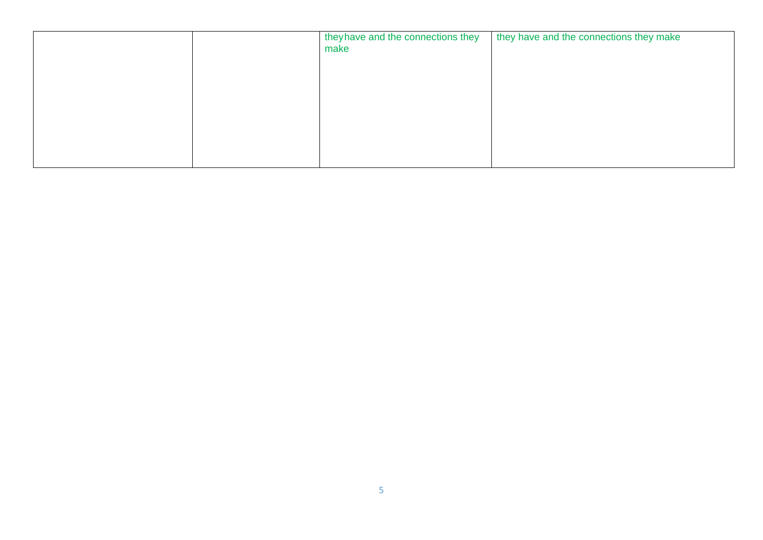| | | | |
|---|---|---|---|
| | | theyhave and the connections they make | they have and the connections they make |